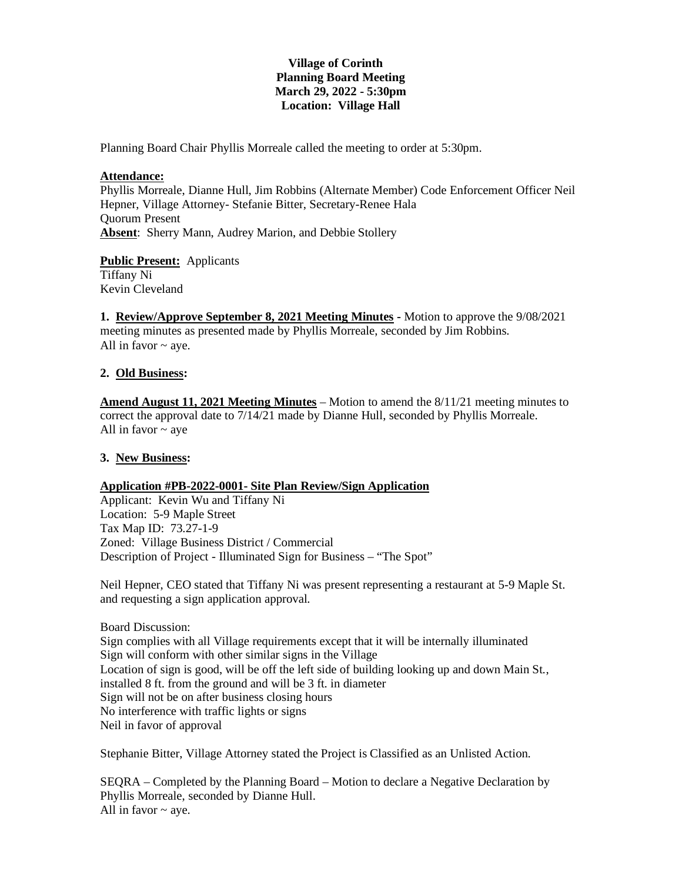**Village of Corinth**
**Planning Board Meeting**
**March 29, 2022 - 5:30pm**
**Location: Village Hall**

Planning Board Chair Phyllis Morreale called the meeting to order at 5:30pm.

**Attendance:**
Phyllis Morreale, Dianne Hull, Jim Robbins (Alternate Member) Code Enforcement Officer Neil Hepner, Village Attorney- Stefanie Bitter, Secretary-Renee Hala
Quorum Present
**Absent**: Sherry Mann, Audrey Marion, and Debbie Stollery

**Public Present:** Applicants
Tiffany Ni
Kevin Cleveland

**1. Review/Approve September 8, 2021 Meeting Minutes -** Motion to approve the 9/08/2021 meeting minutes as presented made by Phyllis Morreale, seconded by Jim Robbins.
All in favor ~ aye.

**2. Old Business:**

**Amend August 11, 2021 Meeting Minutes** – Motion to amend the 8/11/21 meeting minutes to correct the approval date to 7/14/21 made by Dianne Hull, seconded by Phyllis Morreale.
All in favor ~ aye

**3. New Business:**

**Application #PB-2022-0001- Site Plan Review/Sign Application**
Applicant: Kevin Wu and Tiffany Ni
Location: 5-9 Maple Street
Tax Map ID: 73.27-1-9
Zoned: Village Business District / Commercial
Description of Project - Illuminated Sign for Business – "The Spot"

Neil Hepner, CEO stated that Tiffany Ni was present representing a restaurant at 5-9 Maple St. and requesting a sign application approval.

Board Discussion:
Sign complies with all Village requirements except that it will be internally illuminated
Sign will conform with other similar signs in the Village
Location of sign is good, will be off the left side of building looking up and down Main St., installed 8 ft. from the ground and will be 3 ft. in diameter
Sign will not be on after business closing hours
No interference with traffic lights or signs
Neil in favor of approval

Stephanie Bitter, Village Attorney stated the Project is Classified as an Unlisted Action.

SEQRA – Completed by the Planning Board – Motion to declare a Negative Declaration by Phyllis Morreale, seconded by Dianne Hull.
All in favor ~ aye.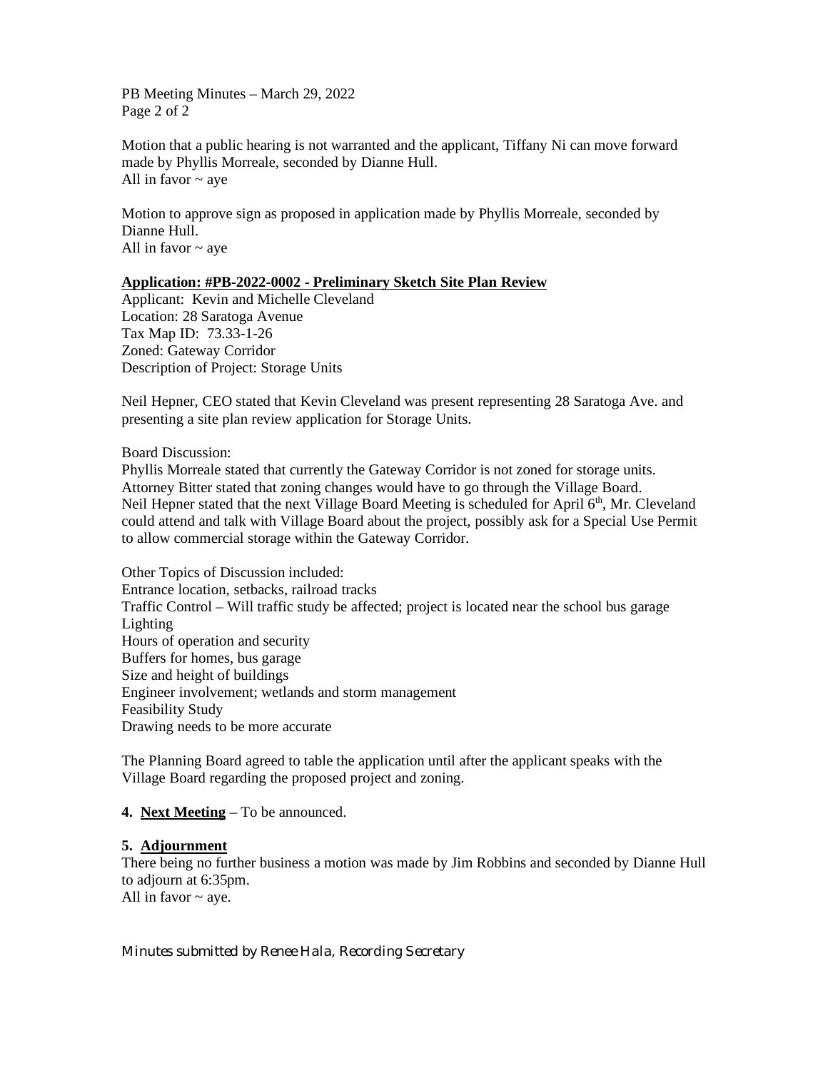Motion that a public hearing is not warranted and the applicant, Tiffany Ni can move forward made by Phyllis Morreale, seconded by Dianne Hull.
All in favor ~ aye

Motion to approve sign as proposed in application made by Phyllis Morreale, seconded by Dianne Hull.
All in favor ~ aye

**Application: #PB-2022-0002 - Preliminary Sketch Site Plan Review**

Applicant: Kevin and Michelle Cleveland
Location: 28 Saratoga Avenue
Tax Map ID: 73.33-1-26
Zoned: Gateway Corridor
Description of Project: Storage Units

Neil Hepner, CEO stated that Kevin Cleveland was present representing 28 Saratoga Ave. and presenting a site plan review application for Storage Units.

Board Discussion:
Phyllis Morreale stated that currently the Gateway Corridor is not zoned for storage units.
Attorney Bitter stated that zoning changes would have to go through the Village Board.
Neil Hepner stated that the next Village Board Meeting is scheduled for April 6th, Mr. Cleveland could attend and talk with Village Board about the project, possibly ask for a Special Use Permit to allow commercial storage within the Gateway Corridor.

Other Topics of Discussion included:
Entrance location, setbacks, railroad tracks
Traffic Control – Will traffic study be affected; project is located near the school bus garage
Lighting
Hours of operation and security
Buffers for homes, bus garage
Size and height of buildings
Engineer involvement; wetlands and storm management
Feasibility Study
Drawing needs to be more accurate

The Planning Board agreed to table the application until after the applicant speaks with the Village Board regarding the proposed project and zoning.

**4. Next Meeting** – To be announced.

**5. Adjournment**

There being no further business a motion was made by Jim Robbins and seconded by Dianne Hull to adjourn at 6:35pm.
All in favor ~ aye.

*Minutes submitted by Renee Hala, Recording Secretary*